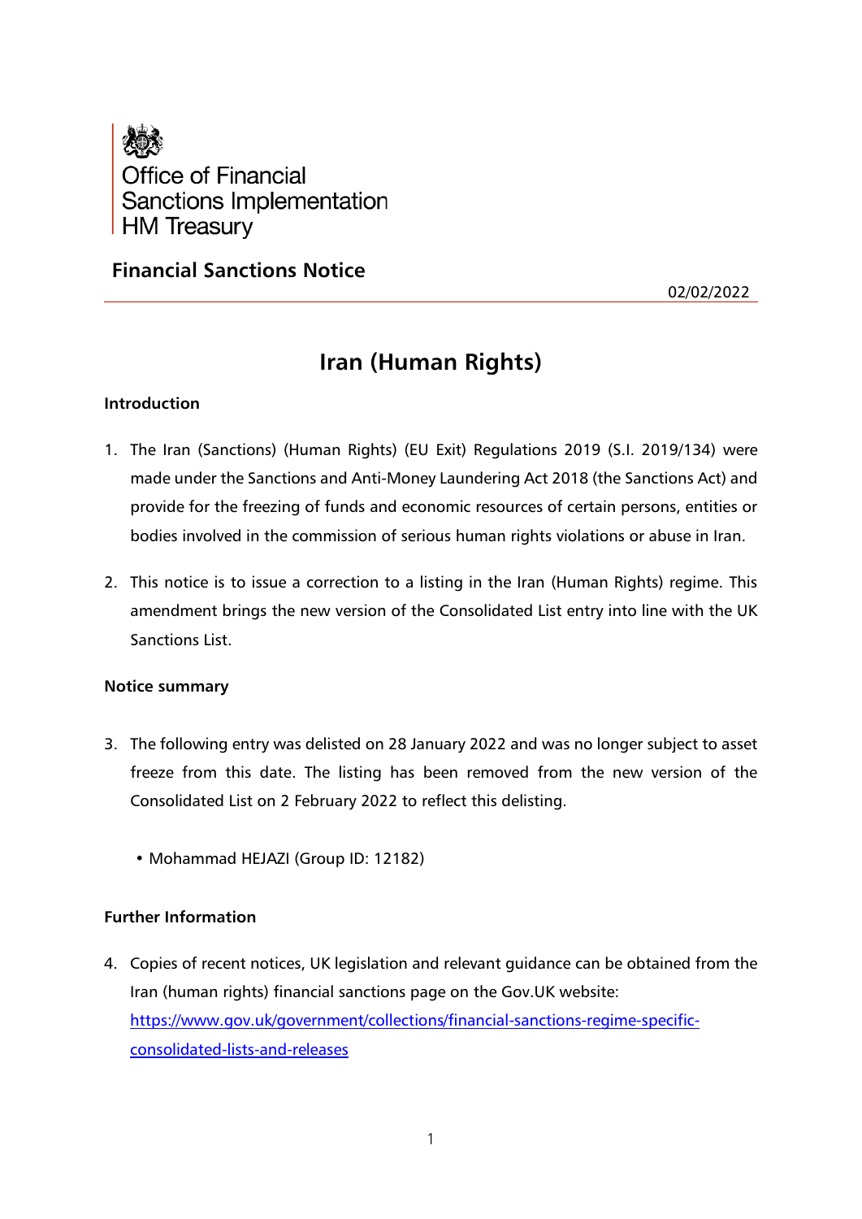Office of Financial Sanctions Implementation
HM Treasury

## Financial Sanctions Notice

02/02/2022

# Iran (Human Rights)

### Introduction

1. The Iran (Sanctions) (Human Rights) (EU Exit) Regulations 2019 (S.I. 2019/134) were made under the Sanctions and Anti-Money Laundering Act 2018 (the Sanctions Act) and provide for the freezing of funds and economic resources of certain persons, entities or bodies involved in the commission of serious human rights violations or abuse in Iran.

2. This notice is to issue a correction to a listing in the Iran (Human Rights) regime. This amendment brings the new version of the Consolidated List entry into line with the UK Sanctions List.

### Notice summary

3. The following entry was delisted on 28 January 2022 and was no longer subject to asset freeze from this date. The listing has been removed from the new version of the Consolidated List on 2 February 2022 to reflect this delisting.

   - Mohammad HEJAZI (Group ID: 12182)

### Further Information

4. Copies of recent notices, UK legislation and relevant guidance can be obtained from the Iran (human rights) financial sanctions page on the Gov.UK website: [https://www.gov.uk/government/collections/financial-sanctions-regime-specific-consolidated-lists-and-releases](https://www.gov.uk/government/collections/financial-sanctions-regime-specific-consolidated-lists-and-releases)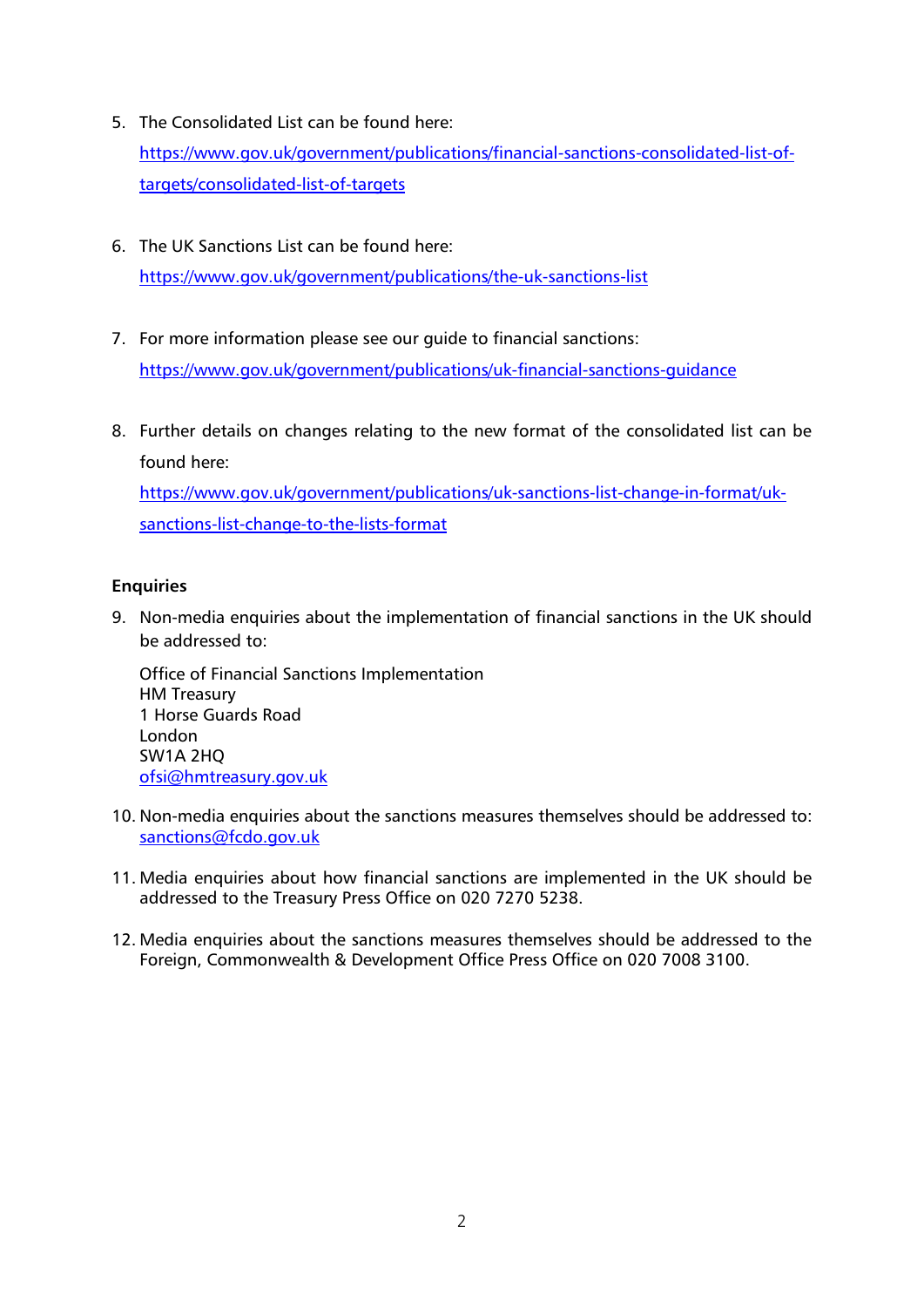5. The Consolidated List can be found here: [https://www.gov.uk/government/publications/financial-sanctions-consolidated-list-of-targets/consolidated-list-of-targets](https://www.gov.uk/government/publications/financial-sanctions-consolidated-list-of-targets/consolidated-list-of-targets)

6. The UK Sanctions List can be found here: [https://www.gov.uk/government/publications/the-uk-sanctions-list](https://www.gov.uk/government/publications/the-uk-sanctions-list)

7. For more information please see our guide to financial sanctions: [https://www.gov.uk/government/publications/uk-financial-sanctions-guidance](https://www.gov.uk/government/publications/uk-financial-sanctions-guidance)

8. Further details on changes relating to the new format of the consolidated list can be found here: [https://www.gov.uk/government/publications/uk-sanctions-list-change-in-format/uk-sanctions-list-change-to-the-lists-format](https://www.gov.uk/government/publications/uk-sanctions-list-change-in-format/uk-sanctions-list-change-to-the-lists-format)

**Enquiries**

9. Non-media enquiries about the implementation of financial sanctions in the UK should be addressed to:

   Office of Financial Sanctions Implementation  
   HM Treasury  
   1 Horse Guards Road  
   London  
   SW1A 2HQ  
   [ofsi@hmtreasury.gov.uk](mailto:ofsi@hmtreasury.gov.uk)

10. Non-media enquiries about the sanctions measures themselves should be addressed to: [sanctions@fcdo.gov.uk](mailto:sanctions@fcdo.gov.uk)

11. Media enquiries about how financial sanctions are implemented in the UK should be addressed to the Treasury Press Office on 020 7270 5238.

12. Media enquiries about the sanctions measures themselves should be addressed to the Foreign, Commonwealth & Development Office Press Office on 020 7008 3100.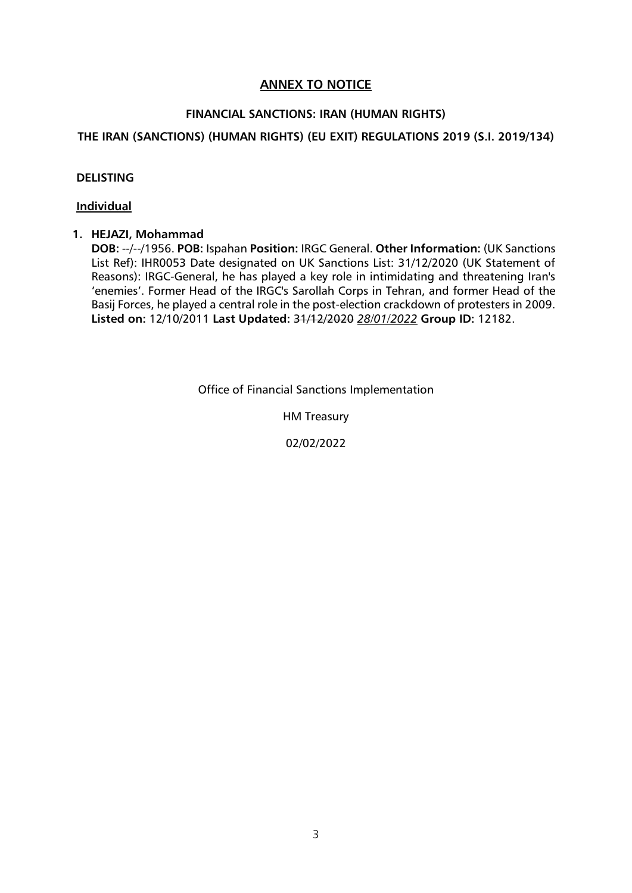# ANNEX TO NOTICE

## FINANCIAL SANCTIONS: IRAN (HUMAN RIGHTS)

## THE IRAN (SANCTIONS) (HUMAN RIGHTS) (EU EXIT) REGULATIONS 2019 (S.I. 2019/134)

**DELISTING**

**Individual**

1. **HEJAZI, Mohammad**
   **DOB:** --/--/1956. **POB:** Ispahan **Position:** IRGC General. **Other Information:** (UK Sanctions List Ref): IHR0053 Date designated on UK Sanctions List: 31/12/2020 (UK Statement of Reasons): IRGC-General, he has played a key role in intimidating and threatening Iran's 'enemies'. Former Head of the IRGC's Sarollah Corps in Tehran, and former Head of the Basij Forces, he played a central role in the post-election crackdown of protesters in 2009. **Listed on:** 12/10/2011 **Last Updated:** ~~31/12/2020~~ *28/01/2022* **Group ID:** 12182.

Office of Financial Sanctions Implementation

HM Treasury

02/02/2022